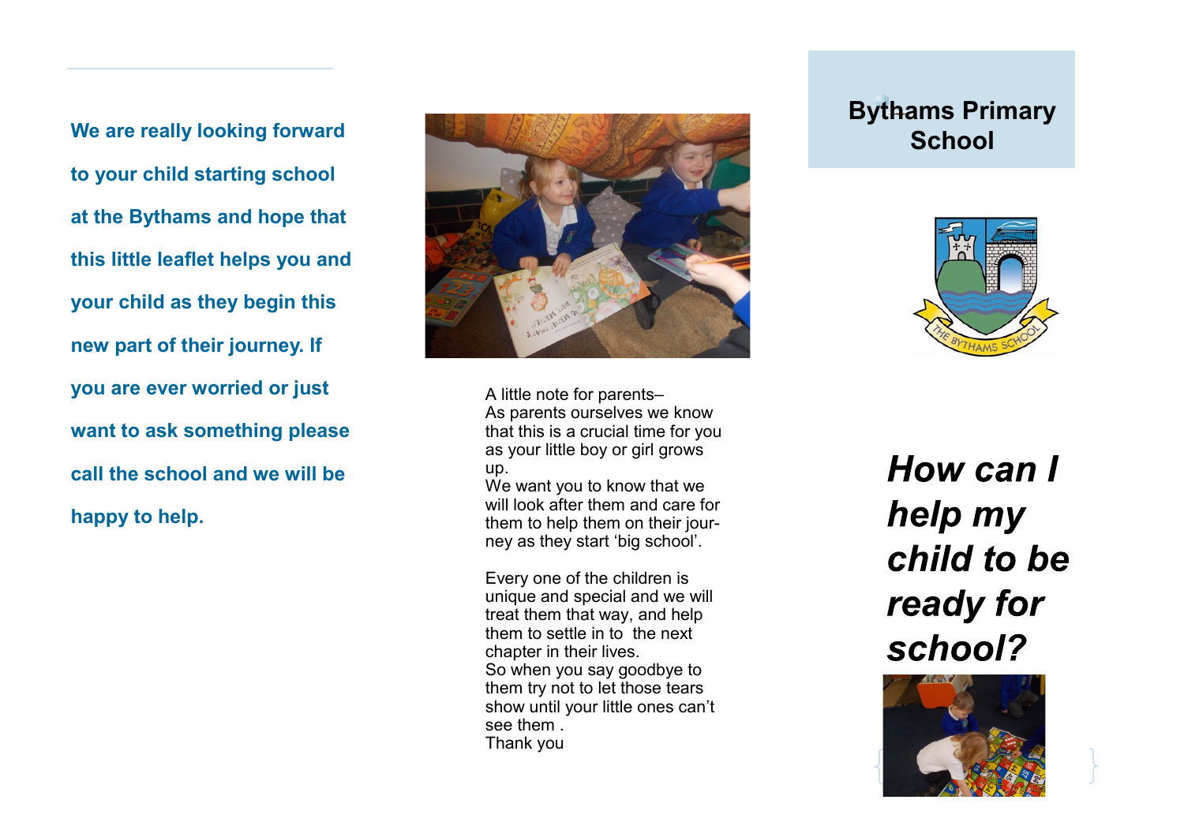We are really looking forward to your child starting school at the Bythams and hope that this little leaflet helps you and your child as they begin this new part of their journey. If you are ever worried or just want to ask something please call the school and we will be happy to help.

A little note for parents–
As parents ourselves we know that this is a crucial time for you as your little boy or girl grows up.
We want you to know that we will look after them and care for them to help them on their journey as they start 'big school'.

Every one of the children is unique and special and we will treat them that way, and help them to settle in to the next chapter in their lives.
So when you say goodbye to them try not to let those tears show until your little ones can't see them .
Thank you

# Bythams Primary School

THE BYTHAMS SCHOOL

## *How can I help my child to be ready for school?*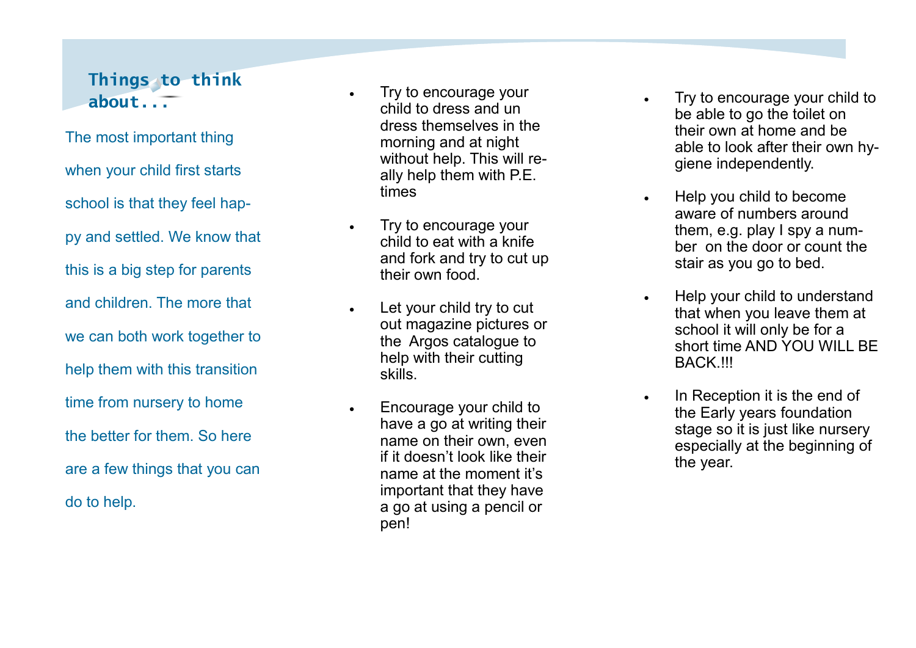## Things to think about...

The most important thing when your child first starts school is that they feel happy and settled. We know that this is a big step for parents and children. The more that we can both work together to help them with this transition time from nursery to home the better for them. So here are a few things that you can do to help.

- Try to encourage your child to dress and un dress themselves in the morning and at night without help. This will really help them with P.E. times
- Try to encourage your child to eat with a knife and fork and try to cut up their own food.
- Let your child try to cut out magazine pictures or the Argos catalogue to help with their cutting skills.
- Encourage your child to have a go at writing their name on their own, even if it doesn't look like their name at the moment it's important that they have a go at using a pencil or pen!
- Try to encourage your child to be able to go the toilet on their own at home and be able to look after their own hygiene independently.
- Help you child to become aware of numbers around them, e.g. play I spy a number on the door or count the stair as you go to bed.
- Help your child to understand that when you leave them at school it will only be for a short time AND YOU WILL BE BACK.!!!
- In Reception it is the end of the Early years foundation stage so it is just like nursery especially at the beginning of the year.